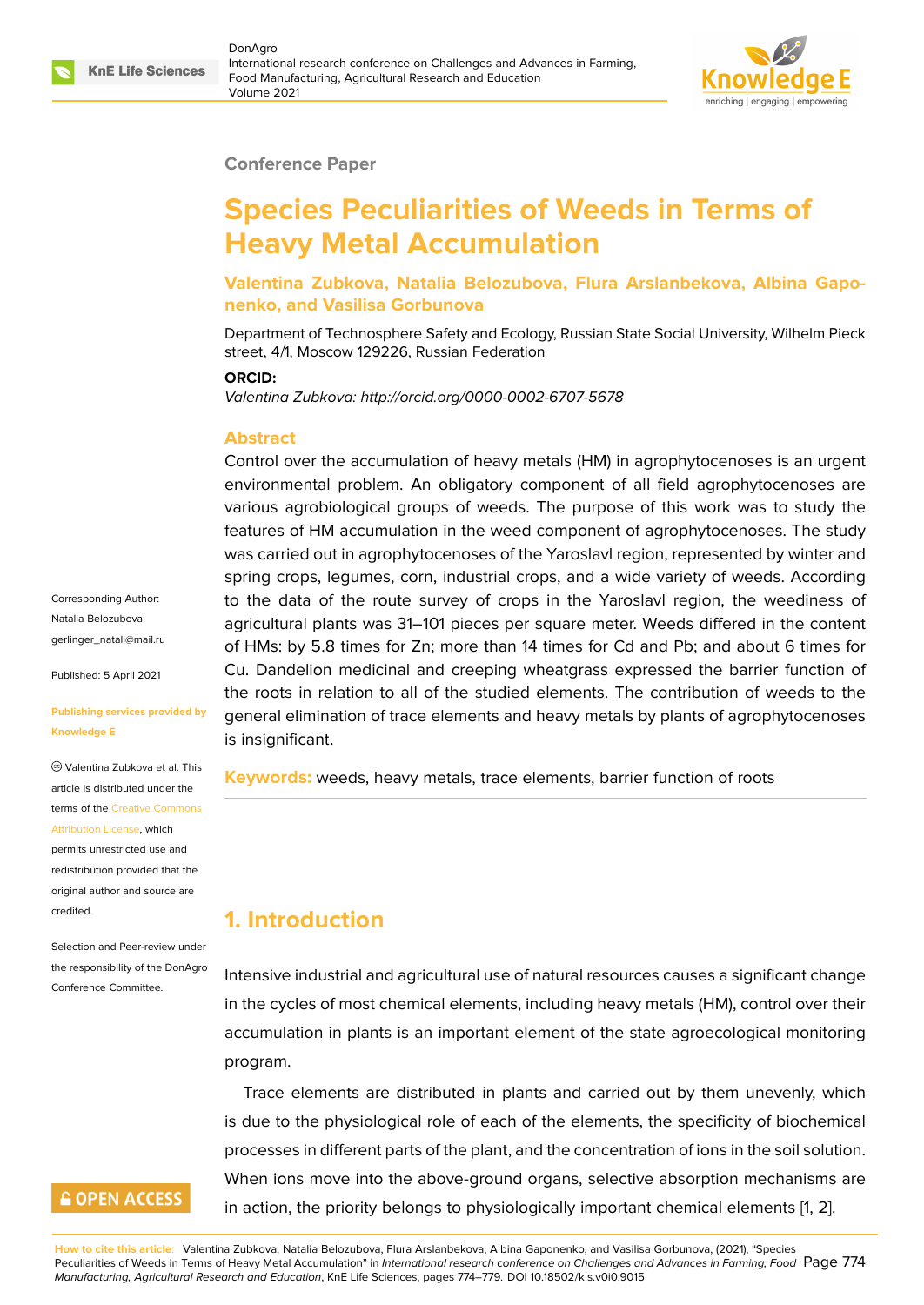Conference Paper

# Species Peculiarities of Weeds in Terms of Heavy Metal Accumulation

**Valentina Zubkova, Natalia Belozubova, Flura Arslanbekova, Albina Gaponenko, and Vasilisa Gorbunova**

Department of Technosphere Safety and Ecology, Russian State Social University, Wilhelm Pieck street, 4/1, Moscow 129226, Russian Federation

**ORCID:**

*Valentina Zubkova: http://orcid.org/0000-0002-6707-5678*

Corresponding Author: Natalia Belozubova gerlinger_natali@mail.ru

Published: 5 April 2021

Publishing services provided by Knowledge E

Valentina Zubkova et al. This article is distributed under the terms of the Creative Commons Attribution License, which permits unrestricted use and redistribution provided that the original author and source are credited.

Selection and Peer-review under the responsibility of the DonAgro Conference Committee.

## Abstract

Control over the accumulation of heavy metals (HM) in agrophytocenoses is an urgent environmental problem. An obligatory component of all field agrophytocenoses are various agrobiological groups of weeds. The purpose of this work was to study the features of HM accumulation in the weed component of agrophytocenoses. The study was carried out in agrophytocenoses of the Yaroslavl region, represented by winter and spring crops, legumes, corn, industrial crops, and a wide variety of weeds. According to the data of the route survey of crops in the Yaroslavl region, the weediness of agricultural plants was 31–101 pieces per square meter. Weeds differed in the content of HMs: by 5.8 times for Zn; more than 14 times for Cd and Pb; and about 6 times for Cu. Dandelion medicinal and creeping wheatgrass expressed the barrier function of the roots in relation to all of the studied elements. The contribution of weeds to the general elimination of trace elements and heavy metals by plants of agrophytocenoses is insignificant.

**Keywords:** weeds, heavy metals, trace elements, barrier function of roots

## 1. Introduction

Intensive industrial and agricultural use of natural resources causes a significant change in the cycles of most chemical elements, including heavy metals (HM), control over their accumulation in plants is an important element of the state agroecological monitoring program.

Trace elements are distributed in plants and carried out by them unevenly, which is due to the physiological role of each of the elements, the specificity of biochemical processes in different parts of the plant, and the concentration of ions in the soil solution. When ions move into the above-ground organs, selective absorption mechanisms are in action, the priority belongs to physiologically important chemical elements [1, 2].

**How to cite this article:** Valentina Zubkova, Natalia Belozubova, Flura Arslanbekova, Albina Gaponenko, and Vasilisa Gorbunova, (2021), "Species Peculiarities of Weeds in Terms of Heavy Metal Accumulation" in *International research conference on Challenges and Advances in Farming, Food Manufacturing, Agricultural Research and Education*, KnE Life Sciences, pages 774–779. DOI 10.18502/kls.v0i0.9015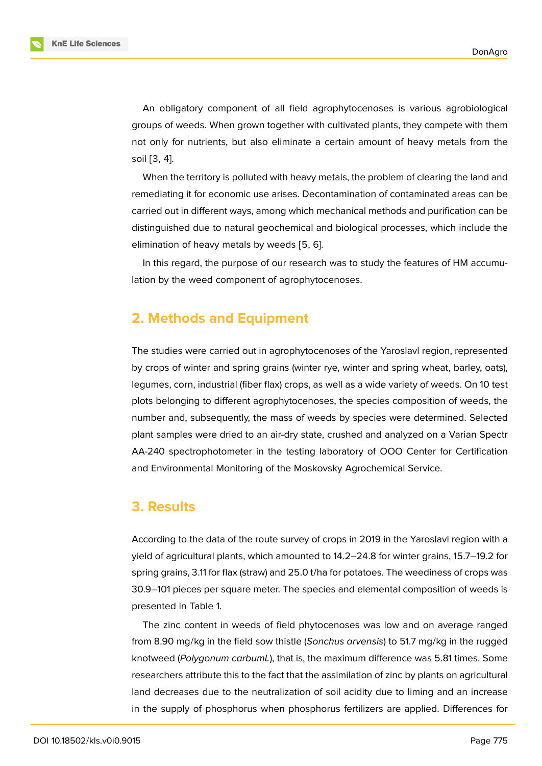An obligatory component of all field agrophytocenoses is various agrobiological groups of weeds. When grown together with cultivated plants, they compete with them not only for nutrients, but also eliminate a certain amount of heavy metals from the soil [3, 4].

When the territory is polluted with heavy metals, the problem of clearing the land and remediating it for economic use arises. Decontamination of contaminated areas can be carried out in different ways, among which mechanical methods and purification can be distinguished due to natural geochemical and biological processes, which include the elimination of heavy metals by weeds [5, 6].

In this regard, the purpose of our research was to study the features of HM accumulation by the weed component of agrophytocenoses.

## 2. Methods and Equipment

The studies were carried out in agrophytocenoses of the Yaroslavl region, represented by crops of winter and spring grains (winter rye, winter and spring wheat, barley, oats), legumes, corn, industrial (fiber flax) crops, as well as a wide variety of weeds. On 10 test plots belonging to different agrophytocenoses, the species composition of weeds, the number and, subsequently, the mass of weeds by species were determined. Selected plant samples were dried to an air-dry state, crushed and analyzed on a Varian Spectr AA-240 spectrophotometer in the testing laboratory of OOO Center for Certification and Environmental Monitoring of the Moskovsky Agrochemical Service.

## 3. Results

According to the data of the route survey of crops in 2019 in the Yaroslavl region with a yield of agricultural plants, which amounted to 14.2–24.8 for winter grains, 15.7–19.2 for spring grains, 3.11 for flax (straw) and 25.0 t/ha for potatoes. The weediness of crops was 30.9–101 pieces per square meter. The species and elemental composition of weeds is presented in Table 1.

The zinc content in weeds of field phytocenoses was low and on average ranged from 8.90 mg/kg in the field sow thistle (*Sonchus arvensis*) to 51.7 mg/kg in the rugged knotweed (*Polygonum carbumL*), that is, the maximum difference was 5.81 times. Some researchers attribute this to the fact that the assimilation of zinc by plants on agricultural land decreases due to the neutralization of soil acidity due to liming and an increase in the supply of phosphorus when phosphorus fertilizers are applied. Differences for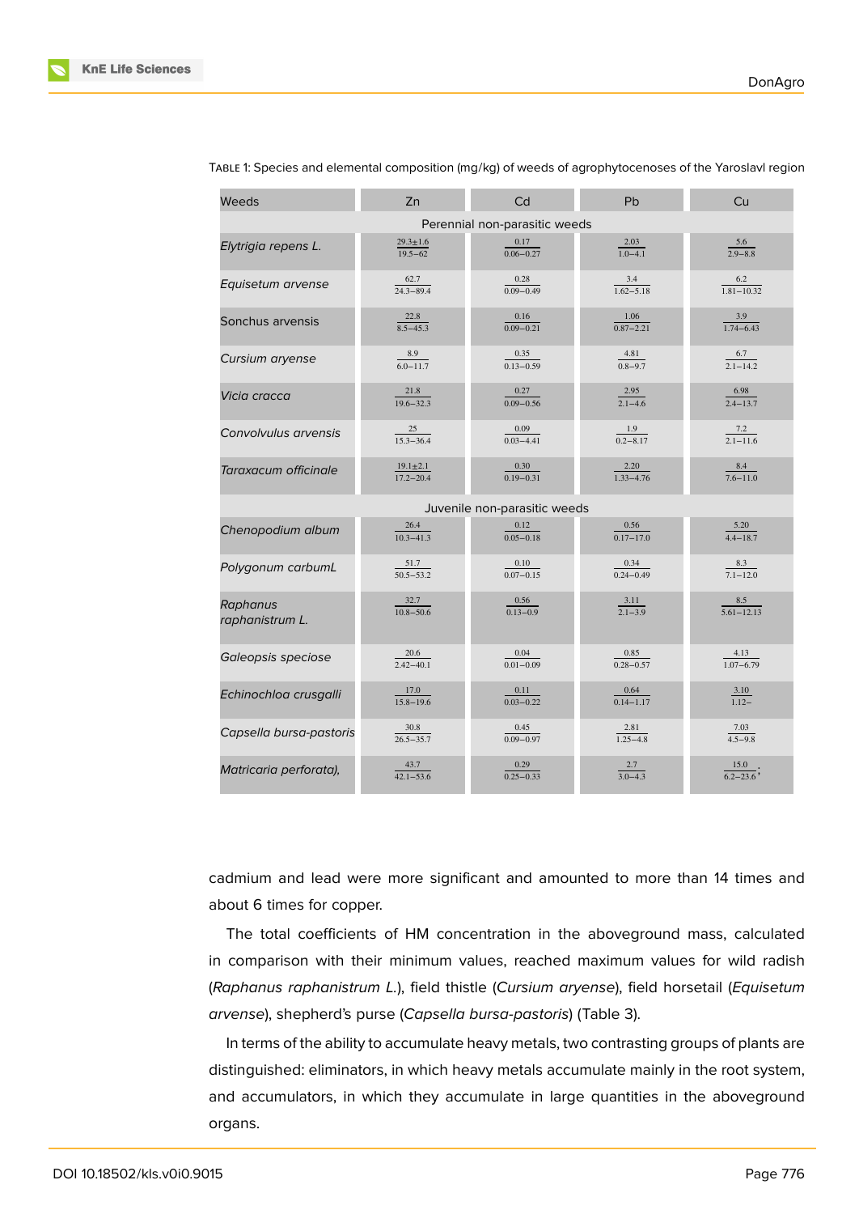Table 1: Species and elemental composition (mg/kg) of weeds of agrophytocenoses of the Yaroslavl region

| Weeds | Zn | Cd | Pb | Cu |
|---|---|---|---|---|
| Perennial non-parasitic weeds | | | | |
| *Elytrigia repens L.* | 29.3±1.6 / 19.5–62 | 0.17 / 0.06–0.27 | 2.03 / 1.0–4.1 | 5.6 / 2.9–8.8 |
| *Equisetum arvense* | 62.7 / 24.3–89.4 | 0.28 / 0.09–0.49 | 3.4 / 1.62–5.18 | 6.2 / 1.81–10.32 |
| Sonchus arvensis | 22.8 / 8.5–45.3 | 0.16 / 0.09–0.21 | 1.06 / 0.87–2.21 | 3.9 / 1.74–6.43 |
| *Cursium aryense* | 8.9 / 6.0–11.7 | 0.35 / 0.13–0.59 | 4.81 / 0.8–9.7 | 6.7 / 2.1–14.2 |
| *Vicia cracca* | 21.8 / 19.6–32.3 | 0.27 / 0.09–0.56 | 2.95 / 2.1–4.6 | 6.98 / 2.4–13.7 |
| *Convolvulus arvensis* | 25 / 15.3–36.4 | 0.09 / 0.03–4.41 | 1.9 / 0.2–8.17 | 7.2 / 2.1–11.6 |
| *Taraxacum officinale* | 19.1±2.1 / 17.2–20.4 | 0.30 / 0.19–0.31 | 2.20 / 1.33–4.76 | 8.4 / 7.6–11.0 |
| Juvenile non-parasitic weeds | | | | |
| *Chenopodium album* | 26.4 / 10.3–41.3 | 0.12 / 0.05–0.18 | 0.56 / 0.17–17.0 | 5.20 / 4.4–18.7 |
| *Polygonum carbumL* | 51.7 / 50.5–53.2 | 0.10 / 0.07–0.15 | 0.34 / 0.24–0.49 | 8.3 / 7.1–12.0 |
| *Raphanus raphanistrum L.* | 32.7 / 10.8–50.6 | 0.56 / 0.13–0.9 | 3.11 / 2.1–3.9 | 8.5 / 5.61–12.13 |
| *Galeopsis speciose* | 20.6 / 2.42–40.1 | 0.04 / 0.01–0.09 | 0.85 / 0.28–0.57 | 4.13 / 1.07–6.79 |
| *Echinochloa crusgalli* | 17.0 / 15.8–19.6 | 0.11 / 0.03–0.22 | 0.64 / 0.14–1.17 | 3.10 / 1.12– |
| *Capsella bursa-pastoris* | 30.8 / 26.5–35.7 | 0.45 / 0.09–0.97 | 2.81 / 1.25–4.8 | 7.03 / 4.5–9.8 |
| *Matricaria perforata),* | 43.7 / 42.1–53.6 | 0.29 / 0.25–0.33 | 2.7 / 3.0–4.3 | 15.0 / 6.2–23.6; |

cadmium and lead were more significant and amounted to more than 14 times and about 6 times for copper.

The total coefficients of HM concentration in the aboveground mass, calculated in comparison with their minimum values, reached maximum values for wild radish (*Raphanus raphanistrum L.*), field thistle (*Cursium aryense*), field horsetail (*Equisetum arvense*), shepherd's purse (*Capsella bursa-pastoris*) (Table 3).

In terms of the ability to accumulate heavy metals, two contrasting groups of plants are distinguished: eliminators, in which heavy metals accumulate mainly in the root system, and accumulators, in which they accumulate in large quantities in the aboveground organs.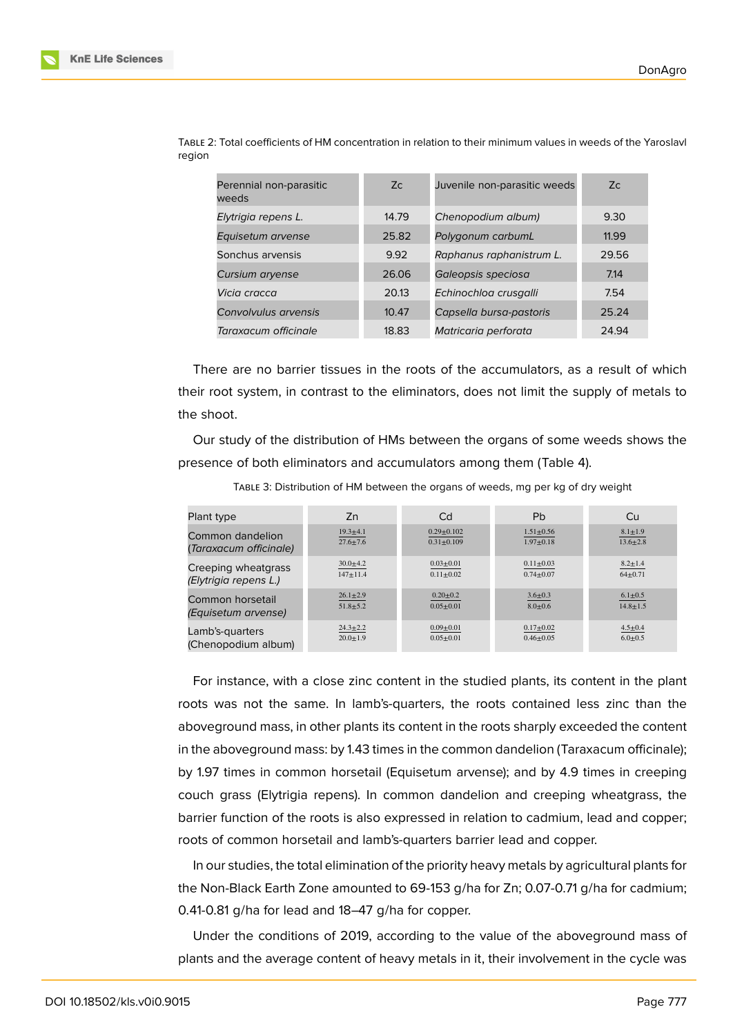Table 2: Total coefficients of HM concentration in relation to their minimum values in weeds of the Yaroslavl region

| Perennial non-parasitic weeds | Zc | Juvenile non-parasitic weeds | Zc |
|---|---|---|---|
| *Elytrigia repens L.* | 14.79 | *Chenopodium album)* | 9.30 |
| *Equisetum arvense* | 25.82 | *Polygonum carbumL* | 11.99 |
| Sonchus arvensis | 9.92 | *Raphanus raphanistrum L.* | 29.56 |
| *Cursium aryense* | 26.06 | *Galeopsis speciosa* | 7.14 |
| *Vicia cracca* | 20.13 | *Echinochloa crusgalli* | 7.54 |
| *Convolvulus arvensis* | 10.47 | *Capsella bursa-pastoris* | 25.24 |
| *Taraxacum officinale* | 18.83 | *Matricaria perforata* | 24.94 |

There are no barrier tissues in the roots of the accumulators, as a result of which their root system, in contrast to the eliminators, does not limit the supply of metals to the shoot.

Our study of the distribution of HMs between the organs of some weeds shows the presence of both eliminators and accumulators among them (Table 4).

Table 3: Distribution of HM between the organs of weeds, mg per kg of dry weight

| Plant type | Zn | Cd | Pb | Cu |
|---|---|---|---|---|
| Common dandelion (*Taraxacum officinale)* | $\frac{19.3\pm4.1}{27.6\pm7.6}$ | $\frac{0.29\pm0.102}{0.31\pm0.109}$ | $\frac{1.51\pm0.56}{1.97\pm0.18}$ | $\frac{8.1\pm1.9}{13.6\pm2.8}$ |
| Creeping wheatgrass *(Elytrigia repens L.)* | $\frac{30.0\pm4.2}{147\pm11.4}$ | $\frac{0.03\pm0.01}{0.11\pm0.02}$ | $\frac{0.11\pm0.03}{0.74\pm0.07}$ | $\frac{8.2\pm1.4}{64\pm0.71}$ |
| Common horsetail *(Equisetum arvense)* | $\frac{26.1\pm2.9}{51.8\pm5.2}$ | $\frac{0.20\pm0.2}{0.05\pm0.01}$ | $\frac{3.6\pm0.3}{8.0\pm0.6}$ | $\frac{6.1\pm0.5}{14.8\pm1.5}$ |
| Lamb's-quarters (Chenopodium album) | $\frac{24.3\pm2.2}{20.0\pm1.9}$ | $\frac{0.09\pm0.01}{0.05\pm0.01}$ | $\frac{0.17\pm0.02}{0.46\pm0.05}$ | $\frac{4.5\pm0.4}{6.0\pm0.5}$ |

For instance, with a close zinc content in the studied plants, its content in the plant roots was not the same. In lamb's-quarters, the roots contained less zinc than the aboveground mass, in other plants its content in the roots sharply exceeded the content in the aboveground mass: by 1.43 times in the common dandelion (Taraxacum officinale); by 1.97 times in common horsetail (Equisetum arvense); and by 4.9 times in creeping couch grass (Elytrigia repens). In common dandelion and creeping wheatgrass, the barrier function of the roots is also expressed in relation to cadmium, lead and copper; roots of common horsetail and lamb's-quarters barrier lead and copper.

In our studies, the total elimination of the priority heavy metals by agricultural plants for the Non-Black Earth Zone amounted to 69-153 g/ha for Zn; 0.07-0.71 g/ha for cadmium; 0.41-0.81 g/ha for lead and 18–47 g/ha for copper.

Under the conditions of 2019, according to the value of the aboveground mass of plants and the average content of heavy metals in it, their involvement in the cycle was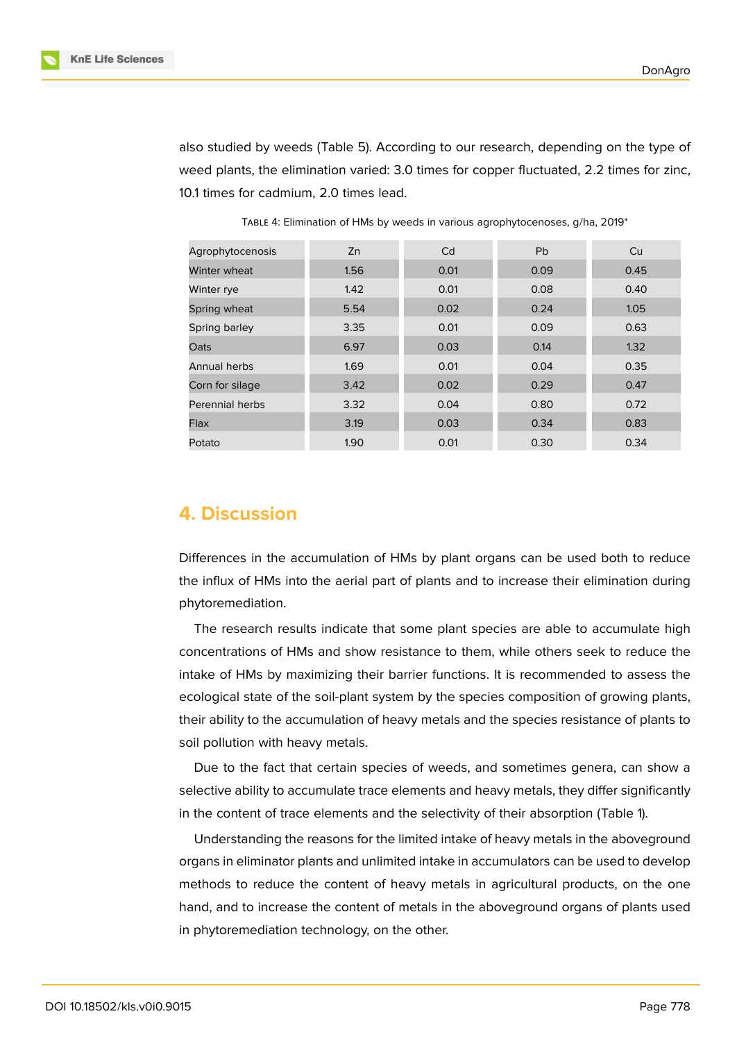also studied by weeds (Table 5). According to our research, depending on the type of weed plants, the elimination varied: 3.0 times for copper fluctuated, 2.2 times for zinc, 10.1 times for cadmium, 2.0 times lead.

Table 4: Elimination of HMs by weeds in various agrophytocenoses, g/ha, 2019*

| Agrophytocenosis | Zn | Cd | Pb | Cu |
| --- | --- | --- | --- | --- |
| Winter wheat | 1.56 | 0.01 | 0.09 | 0.45 |
| Winter rye | 1.42 | 0.01 | 0.08 | 0.40 |
| Spring wheat | 5.54 | 0.02 | 0.24 | 1.05 |
| Spring barley | 3.35 | 0.01 | 0.09 | 0.63 |
| Oats | 6.97 | 0.03 | 0.14 | 1.32 |
| Annual herbs | 1.69 | 0.01 | 0.04 | 0.35 |
| Corn for silage | 3.42 | 0.02 | 0.29 | 0.47 |
| Perennial herbs | 3.32 | 0.04 | 0.80 | 0.72 |
| Flax | 3.19 | 0.03 | 0.34 | 0.83 |
| Potato | 1.90 | 0.01 | 0.30 | 0.34 |

## 4. Discussion

Differences in the accumulation of HMs by plant organs can be used both to reduce the influx of HMs into the aerial part of plants and to increase their elimination during phytoremediation.

The research results indicate that some plant species are able to accumulate high concentrations of HMs and show resistance to them, while others seek to reduce the intake of HMs by maximizing their barrier functions. It is recommended to assess the ecological state of the soil-plant system by the species composition of growing plants, their ability to the accumulation of heavy metals and the species resistance of plants to soil pollution with heavy metals.

Due to the fact that certain species of weeds, and sometimes genera, can show a selective ability to accumulate trace elements and heavy metals, they differ significantly in the content of trace elements and the selectivity of their absorption (Table 1).

Understanding the reasons for the limited intake of heavy metals in the aboveground organs in eliminator plants and unlimited intake in accumulators can be used to develop methods to reduce the content of heavy metals in agricultural products, on the one hand, and to increase the content of metals in the aboveground organs of plants used in phytoremediation technology, on the other.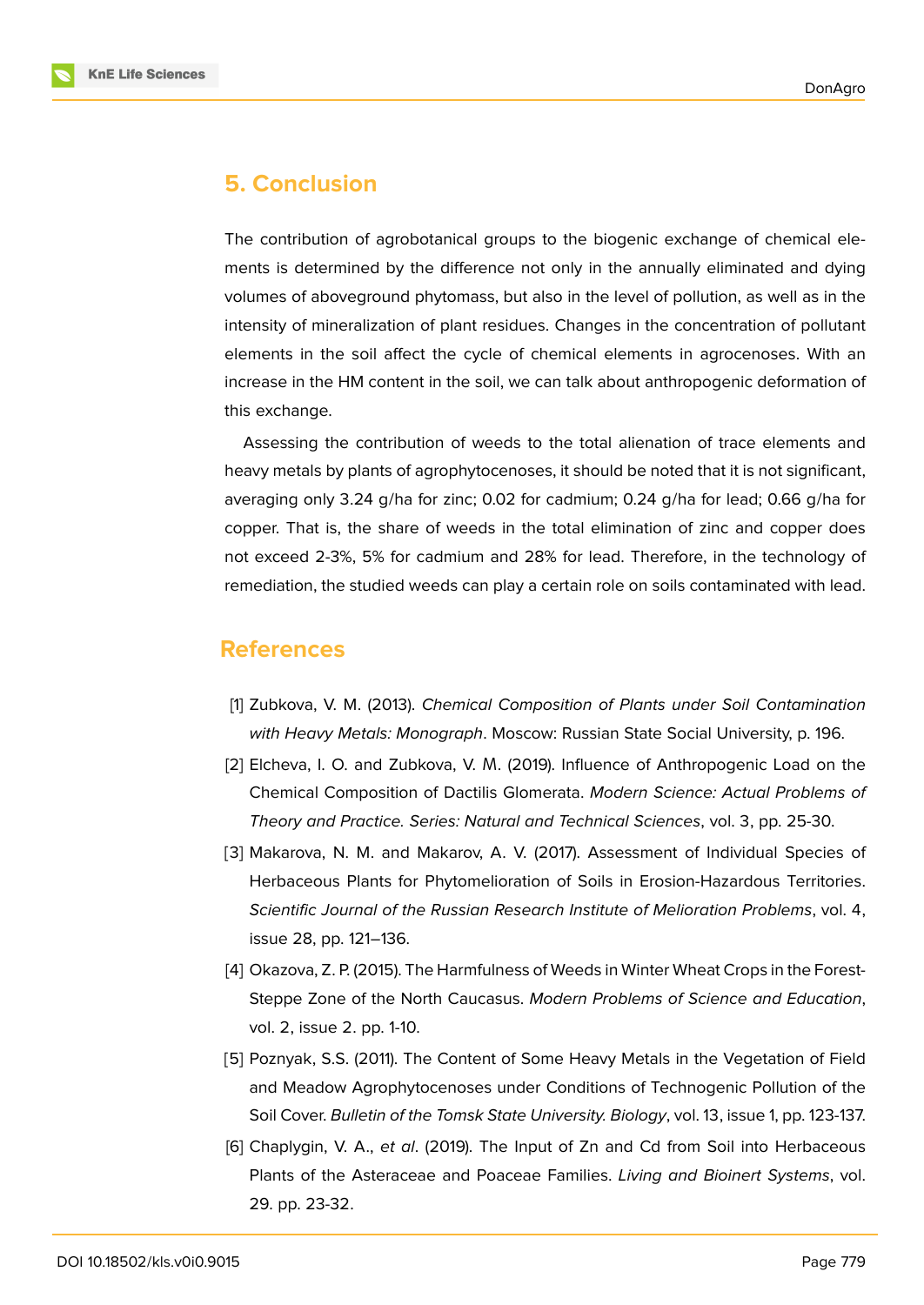## 5. Conclusion

The contribution of agrobotanical groups to the biogenic exchange of chemical elements is determined by the difference not only in the annually eliminated and dying volumes of aboveground phytomass, but also in the level of pollution, as well as in the intensity of mineralization of plant residues. Changes in the concentration of pollutant elements in the soil affect the cycle of chemical elements in agrocenoses. With an increase in the HM content in the soil, we can talk about anthropogenic deformation of this exchange.

Assessing the contribution of weeds to the total alienation of trace elements and heavy metals by plants of agrophytocenoses, it should be noted that it is not significant, averaging only 3.24 g/ha for zinc; 0.02 for cadmium; 0.24 g/ha for lead; 0.66 g/ha for copper. That is, the share of weeds in the total elimination of zinc and copper does not exceed 2-3%, 5% for cadmium and 28% for lead. Therefore, in the technology of remediation, the studied weeds can play a certain role on soils contaminated with lead.

## References

[1] Zubkova, V. M. (2013). *Chemical Composition of Plants under Soil Contamination with Heavy Metals: Monograph*. Moscow: Russian State Social University, p. 196.

[2] Elcheva, I. O. and Zubkova, V. M. (2019). Influence of Anthropogenic Load on the Chemical Composition of Dactilis Glomerata. *Modern Science: Actual Problems of Theory and Practice. Series: Natural and Technical Sciences*, vol. 3, pp. 25-30.

[3] Makarova, N. M. and Makarov, A. V. (2017). Assessment of Individual Species of Herbaceous Plants for Phytomelioration of Soils in Erosion-Hazardous Territories. *Scientific Journal of the Russian Research Institute of Melioration Problems*, vol. 4, issue 28, pp. 121–136.

[4] Okazova, Z. P. (2015). The Harmfulness of Weeds in Winter Wheat Crops in the Forest-Steppe Zone of the North Caucasus. *Modern Problems of Science and Education*, vol. 2, issue 2. pp. 1-10.

[5] Poznyak, S.S. (2011). The Content of Some Heavy Metals in the Vegetation of Field and Meadow Agrophytocenoses under Conditions of Technogenic Pollution of the Soil Cover. *Bulletin of the Tomsk State University. Biology*, vol. 13, issue 1, pp. 123-137.

[6] Chaplygin, V. A., *et al*. (2019). The Input of Zn and Cd from Soil into Herbaceous Plants of the Asteraceae and Poaceae Families. *Living and Bioinert Systems*, vol. 29. pp. 23-32.